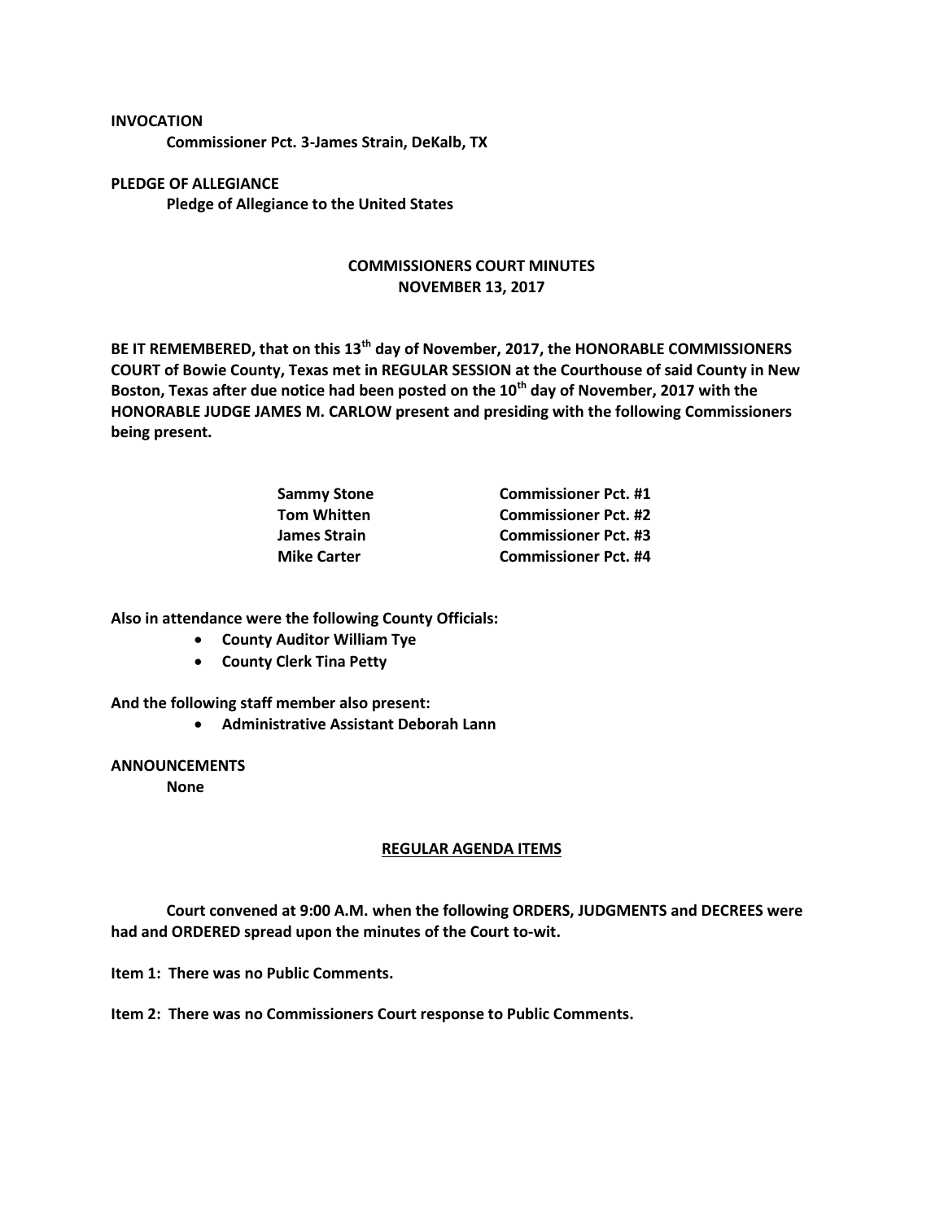**INVOCATION**

**Commissioner Pct. 3-James Strain, DeKalb, TX**

**PLEDGE OF ALLEGIANCE**

**Pledge of Allegiance to the United States**

## COMMISSIONERS COURT MINUTES
## NOVEMBER 13, 2017

**BE IT REMEMBERED, that on this 13th day of November, 2017, the HONORABLE COMMISSIONERS COURT of Bowie County, Texas met in REGULAR SESSION at the Courthouse of said County in New Boston, Texas after due notice had been posted on the 10th day of November, 2017 with the HONORABLE JUDGE JAMES M. CARLOW present and presiding with the following Commissioners being present.**

| | |
|---|---|
| **Sammy Stone** | **Commissioner Pct. #1** |
| **Tom Whitten** | **Commissioner Pct. #2** |
| **James Strain** | **Commissioner Pct. #3** |
| **Mike Carter** | **Commissioner Pct. #4** |

**Also in attendance were the following County Officials:**

- **County Auditor William Tye**
- **County Clerk Tina Petty**

**And the following staff member also present:**

- **Administrative Assistant Deborah Lann**

**ANNOUNCEMENTS**

**None**

### REGULAR AGENDA ITEMS

**Court convened at 9:00 A.M. when the following ORDERS, JUDGMENTS and DECREES were had and ORDERED spread upon the minutes of the Court to-wit.**

**Item 1: There was no Public Comments.**

**Item 2: There was no Commissioners Court response to Public Comments.**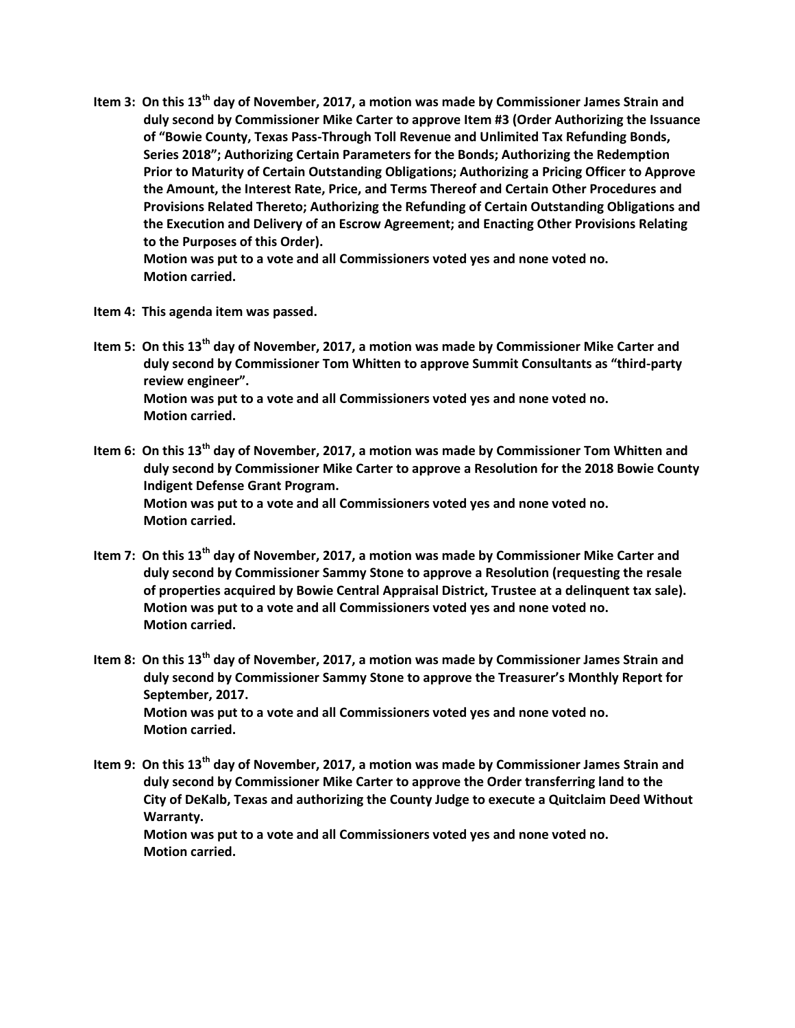**Item 3: On this 13th day of November, 2017, a motion was made by Commissioner James Strain and duly second by Commissioner Mike Carter to approve Item #3 (Order Authorizing the Issuance of "Bowie County, Texas Pass-Through Toll Revenue and Unlimited Tax Refunding Bonds, Series 2018"; Authorizing Certain Parameters for the Bonds; Authorizing the Redemption Prior to Maturity of Certain Outstanding Obligations; Authorizing a Pricing Officer to Approve the Amount, the Interest Rate, Price, and Terms Thereof and Certain Other Procedures and Provisions Related Thereto; Authorizing the Refunding of Certain Outstanding Obligations and the Execution and Delivery of an Escrow Agreement; and Enacting Other Provisions Relating to the Purposes of this Order).**
**Motion was put to a vote and all Commissioners voted yes and none voted no.**
**Motion carried.**

**Item 4: This agenda item was passed.**

**Item 5: On this 13th day of November, 2017, a motion was made by Commissioner Mike Carter and duly second by Commissioner Tom Whitten to approve Summit Consultants as "third-party review engineer".**
**Motion was put to a vote and all Commissioners voted yes and none voted no.**
**Motion carried.**

**Item 6: On this 13th day of November, 2017, a motion was made by Commissioner Tom Whitten and duly second by Commissioner Mike Carter to approve a Resolution for the 2018 Bowie County Indigent Defense Grant Program.**
**Motion was put to a vote and all Commissioners voted yes and none voted no.**
**Motion carried.**

**Item 7: On this 13th day of November, 2017, a motion was made by Commissioner Mike Carter and duly second by Commissioner Sammy Stone to approve a Resolution (requesting the resale of properties acquired by Bowie Central Appraisal District, Trustee at a delinquent tax sale).**
**Motion was put to a vote and all Commissioners voted yes and none voted no.**
**Motion carried.**

**Item 8: On this 13th day of November, 2017, a motion was made by Commissioner James Strain and duly second by Commissioner Sammy Stone to approve the Treasurer's Monthly Report for September, 2017.**
**Motion was put to a vote and all Commissioners voted yes and none voted no.**
**Motion carried.**

**Item 9: On this 13th day of November, 2017, a motion was made by Commissioner James Strain and duly second by Commissioner Mike Carter to approve the Order transferring land to the City of DeKalb, Texas and authorizing the County Judge to execute a Quitclaim Deed Without Warranty.**
**Motion was put to a vote and all Commissioners voted yes and none voted no.**
**Motion carried.**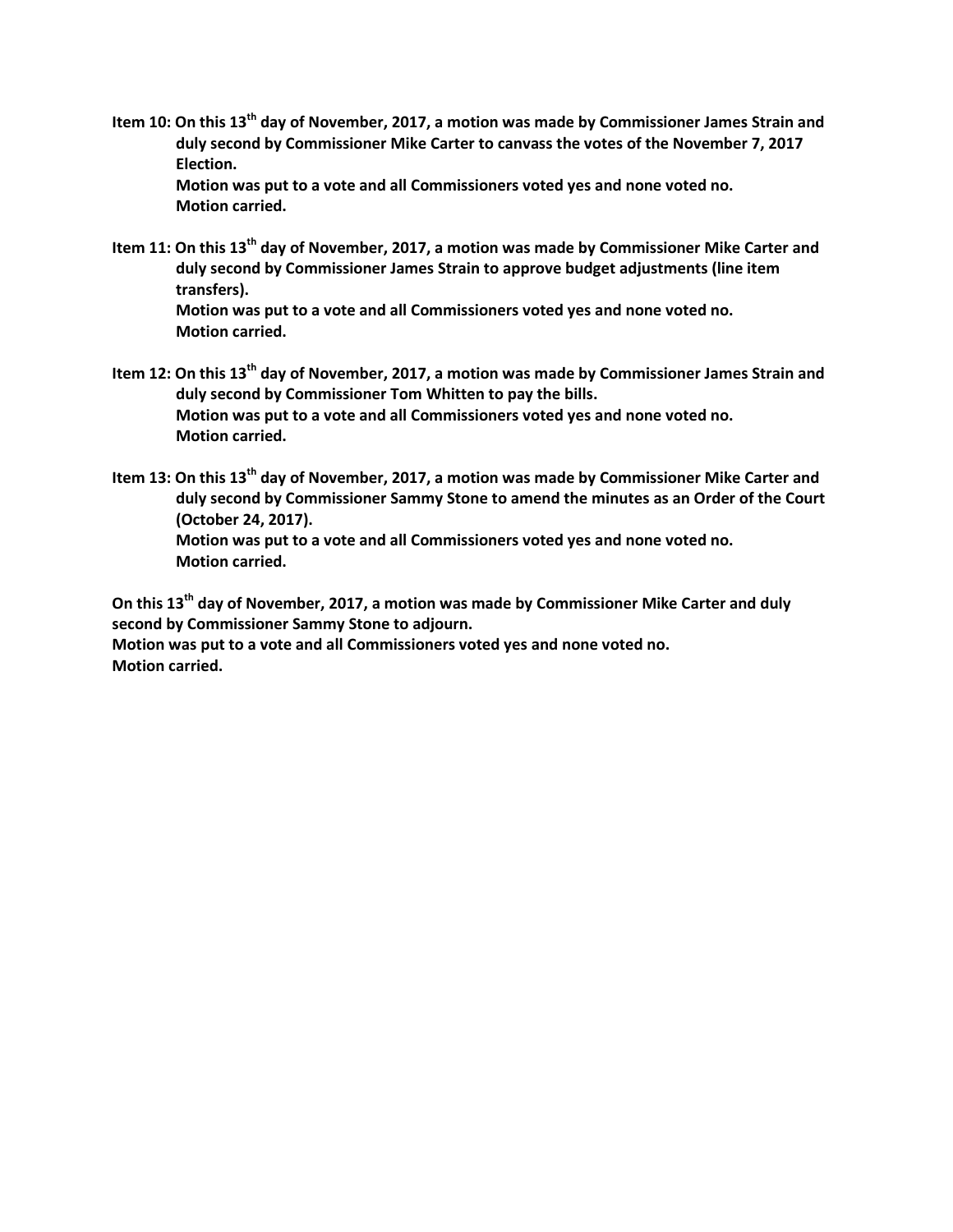**Item 10: On this 13th day of November, 2017, a motion was made by Commissioner James Strain and duly second by Commissioner Mike Carter to canvass the votes of the November 7, 2017 Election.**
**Motion was put to a vote and all Commissioners voted yes and none voted no.**
**Motion carried.**

**Item 11: On this 13th day of November, 2017, a motion was made by Commissioner Mike Carter and duly second by Commissioner James Strain to approve budget adjustments (line item transfers).**
**Motion was put to a vote and all Commissioners voted yes and none voted no.**
**Motion carried.**

**Item 12: On this 13th day of November, 2017, a motion was made by Commissioner James Strain and duly second by Commissioner Tom Whitten to pay the bills.**
**Motion was put to a vote and all Commissioners voted yes and none voted no.**
**Motion carried.**

**Item 13: On this 13th day of November, 2017, a motion was made by Commissioner Mike Carter and duly second by Commissioner Sammy Stone to amend the minutes as an Order of the Court (October 24, 2017).**
**Motion was put to a vote and all Commissioners voted yes and none voted no.**
**Motion carried.**

**On this 13th day of November, 2017, a motion was made by Commissioner Mike Carter and duly second by Commissioner Sammy Stone to adjourn.**
**Motion was put to a vote and all Commissioners voted yes and none voted no.**
**Motion carried.**